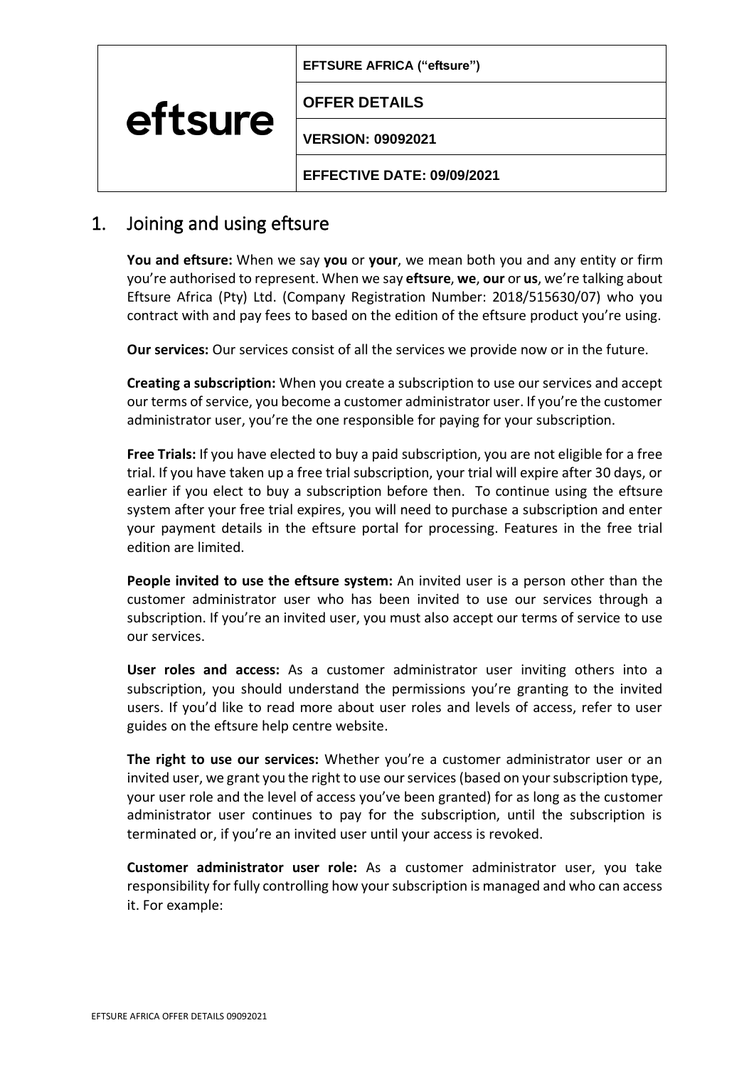| eftsure | EFTSURE AFRICA ("eftsure") |
| --- | --- |
| | OFFER DETAILS |
| | VERSION: 09092021 |
| | EFFECTIVE DATE: 09/09/2021 |

## 1. Joining and using eftsure

**You and eftsure:** When we say **you** or **your**, we mean both you and any entity or firm you're authorised to represent. When we say **eftsure**, **we**, **our** or **us**, we're talking about Eftsure Africa (Pty) Ltd. (Company Registration Number: 2018/515630/07) who you contract with and pay fees to based on the edition of the eftsure product you're using.

**Our services:** Our services consist of all the services we provide now or in the future.

**Creating a subscription:** When you create a subscription to use our services and accept our terms of service, you become a customer administrator user. If you're the customer administrator user, you're the one responsible for paying for your subscription.

**Free Trials:** If you have elected to buy a paid subscription, you are not eligible for a free trial. If you have taken up a free trial subscription, your trial will expire after 30 days, or earlier if you elect to buy a subscription before then. To continue using the eftsure system after your free trial expires, you will need to purchase a subscription and enter your payment details in the eftsure portal for processing. Features in the free trial edition are limited.

**People invited to use the eftsure system:** An invited user is a person other than the customer administrator user who has been invited to use our services through a subscription. If you're an invited user, you must also accept our terms of service to use our services.

**User roles and access:** As a customer administrator user inviting others into a subscription, you should understand the permissions you're granting to the invited users. If you'd like to read more about user roles and levels of access, refer to user guides on the eftsure help centre website.

**The right to use our services:** Whether you're a customer administrator user or an invited user, we grant you the right to use our services (based on your subscription type, your user role and the level of access you've been granted) for as long as the customer administrator user continues to pay for the subscription, until the subscription is terminated or, if you're an invited user until your access is revoked.

**Customer administrator user role:** As a customer administrator user, you take responsibility for fully controlling how your subscription is managed and who can access it. For example: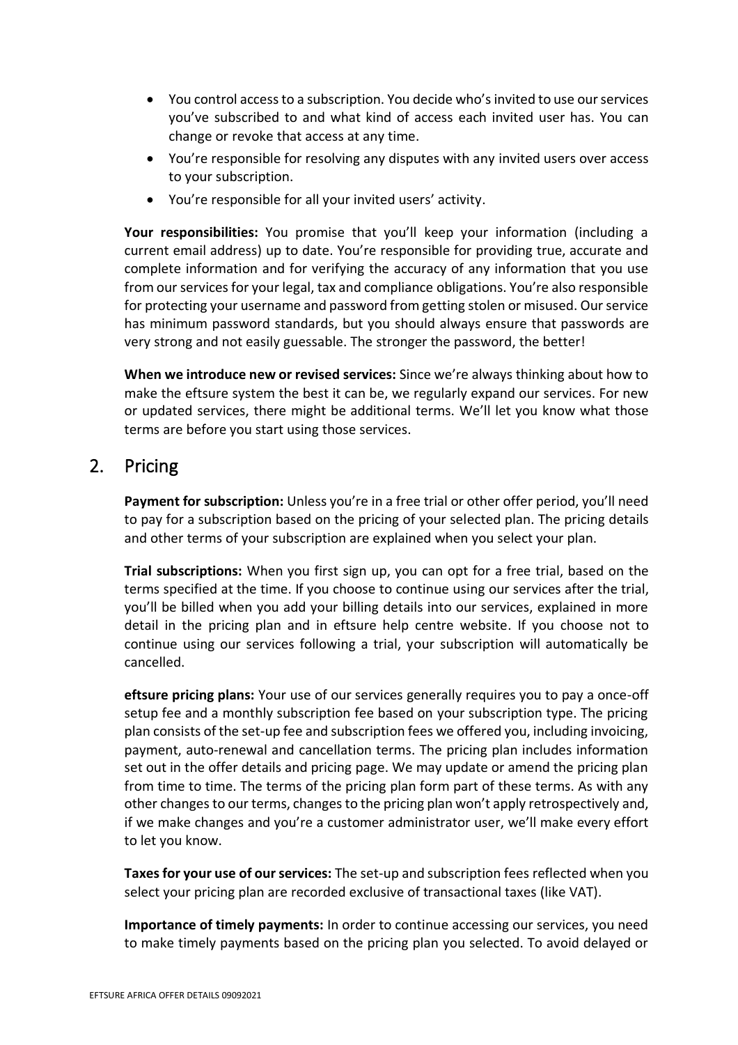- You control access to a subscription. You decide who's invited to use our services you've subscribed to and what kind of access each invited user has. You can change or revoke that access at any time.
- You're responsible for resolving any disputes with any invited users over access to your subscription.
- You're responsible for all your invited users' activity.

**Your responsibilities:** You promise that you'll keep your information (including a current email address) up to date. You're responsible for providing true, accurate and complete information and for verifying the accuracy of any information that you use from our services for your legal, tax and compliance obligations. You're also responsible for protecting your username and password from getting stolen or misused. Our service has minimum password standards, but you should always ensure that passwords are very strong and not easily guessable. The stronger the password, the better!

**When we introduce new or revised services:** Since we're always thinking about how to make the eftsure system the best it can be, we regularly expand our services. For new or updated services, there might be additional terms. We'll let you know what those terms are before you start using those services.

## 2. Pricing

**Payment for subscription:** Unless you're in a free trial or other offer period, you'll need to pay for a subscription based on the pricing of your selected plan. The pricing details and other terms of your subscription are explained when you select your plan.

**Trial subscriptions:** When you first sign up, you can opt for a free trial, based on the terms specified at the time. If you choose to continue using our services after the trial, you'll be billed when you add your billing details into our services, explained in more detail in the pricing plan and in eftsure help centre website. If you choose not to continue using our services following a trial, your subscription will automatically be cancelled.

**eftsure pricing plans:** Your use of our services generally requires you to pay a once-off setup fee and a monthly subscription fee based on your subscription type. The pricing plan consists of the set-up fee and subscription fees we offered you, including invoicing, payment, auto-renewal and cancellation terms. The pricing plan includes information set out in the offer details and pricing page. We may update or amend the pricing plan from time to time. The terms of the pricing plan form part of these terms. As with any other changes to our terms, changes to the pricing plan won't apply retrospectively and, if we make changes and you're a customer administrator user, we'll make every effort to let you know.

**Taxes for your use of our services:** The set-up and subscription fees reflected when you select your pricing plan are recorded exclusive of transactional taxes (like VAT).

**Importance of timely payments:** In order to continue accessing our services, you need to make timely payments based on the pricing plan you selected. To avoid delayed or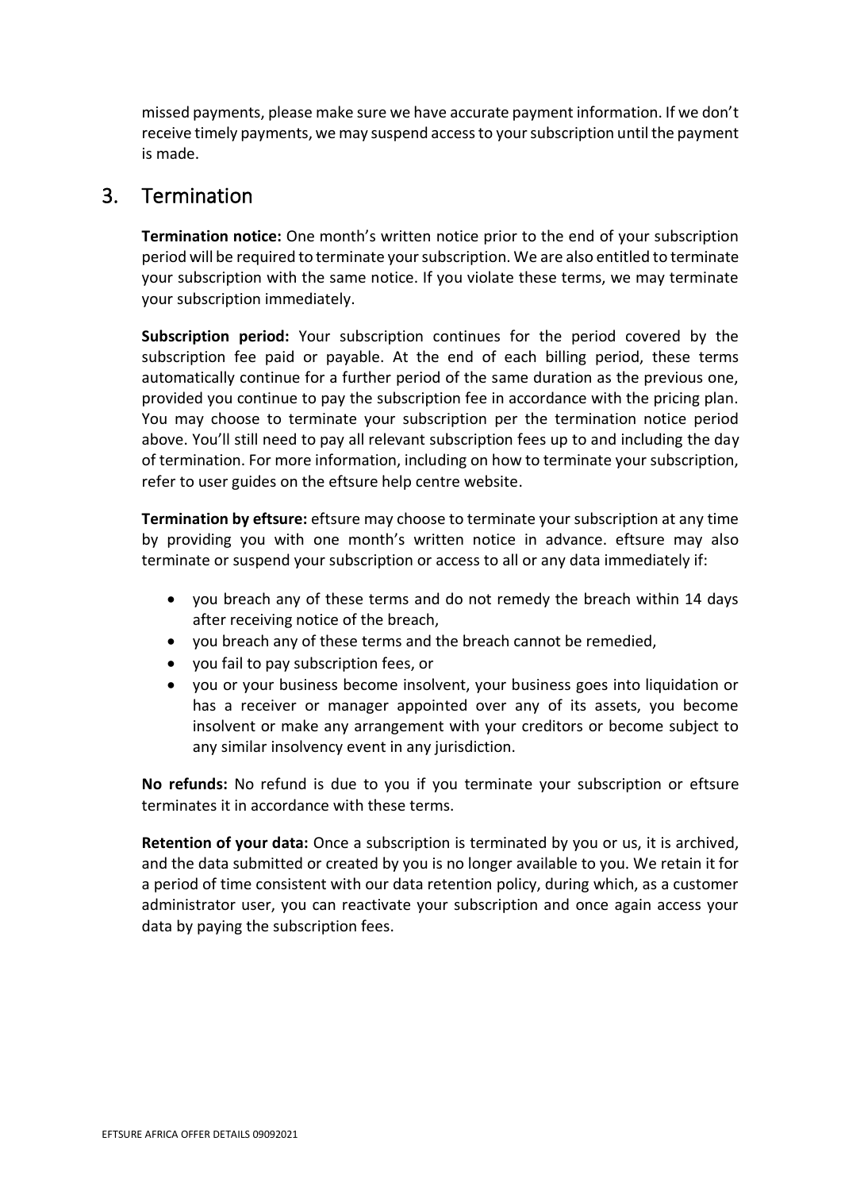missed payments, please make sure we have accurate payment information. If we don't receive timely payments, we may suspend access to your subscription until the payment is made.

## 3. Termination

**Termination notice:** One month's written notice prior to the end of your subscription period will be required to terminate your subscription. We are also entitled to terminate your subscription with the same notice. If you violate these terms, we may terminate your subscription immediately.

**Subscription period:** Your subscription continues for the period covered by the subscription fee paid or payable. At the end of each billing period, these terms automatically continue for a further period of the same duration as the previous one, provided you continue to pay the subscription fee in accordance with the pricing plan. You may choose to terminate your subscription per the termination notice period above. You'll still need to pay all relevant subscription fees up to and including the day of termination. For more information, including on how to terminate your subscription, refer to user guides on the eftsure help centre website.

**Termination by eftsure:** eftsure may choose to terminate your subscription at any time by providing you with one month's written notice in advance. eftsure may also terminate or suspend your subscription or access to all or any data immediately if:

- you breach any of these terms and do not remedy the breach within 14 days after receiving notice of the breach,
- you breach any of these terms and the breach cannot be remedied,
- you fail to pay subscription fees, or
- you or your business become insolvent, your business goes into liquidation or has a receiver or manager appointed over any of its assets, you become insolvent or make any arrangement with your creditors or become subject to any similar insolvency event in any jurisdiction.

**No refunds:** No refund is due to you if you terminate your subscription or eftsure terminates it in accordance with these terms.

**Retention of your data:** Once a subscription is terminated by you or us, it is archived, and the data submitted or created by you is no longer available to you. We retain it for a period of time consistent with our data retention policy, during which, as a customer administrator user, you can reactivate your subscription and once again access your data by paying the subscription fees.